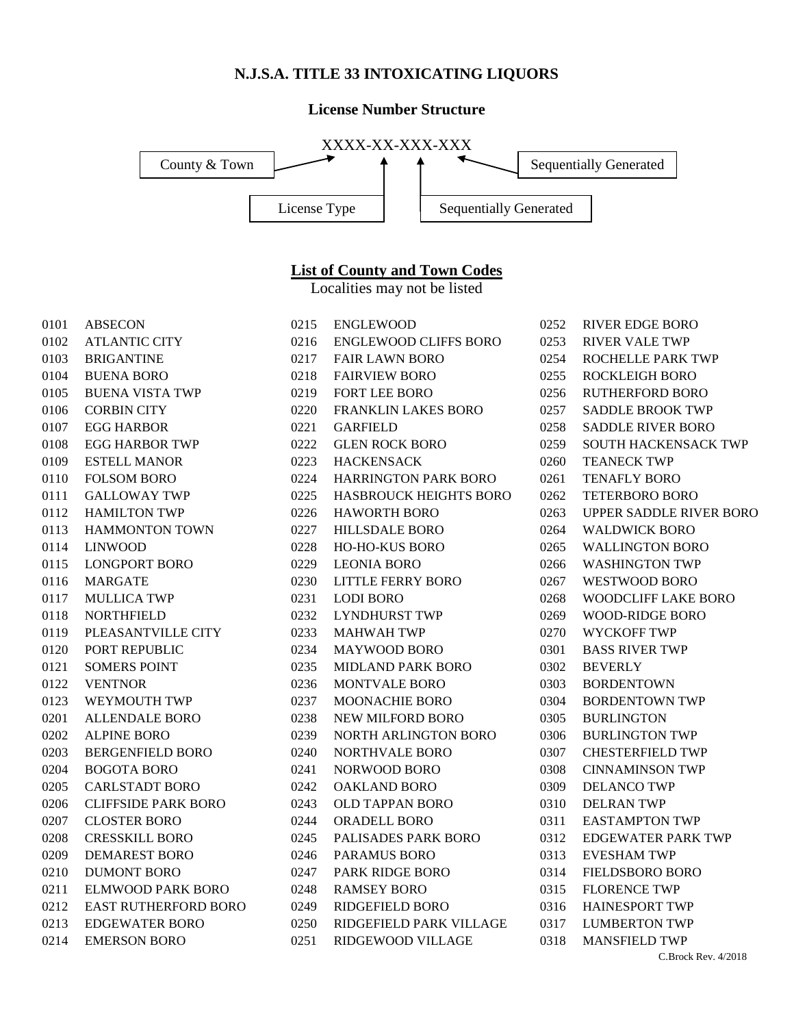# N.J.S.A. TITLE 33 INTOXICATING LIQUORS

## License Number Structure

XXXX-XX-XXX-XXX

- County & Town
- License Type
- Sequentially Generated
- Sequentially Generated

## List of County and Town Codes

Localities may not be listed

| Code | Town |
|---|---|
| 0101 | ABSECON |
| 0102 | ATLANTIC CITY |
| 0103 | BRIGANTINE |
| 0104 | BUENA BORO |
| 0105 | BUENA VISTA TWP |
| 0106 | CORBIN CITY |
| 0107 | EGG HARBOR |
| 0108 | EGG HARBOR TWP |
| 0109 | ESTELL MANOR |
| 0110 | FOLSOM BORO |
| 0111 | GALLOWAY TWP |
| 0112 | HAMILTON TWP |
| 0113 | HAMMONTON TOWN |
| 0114 | LINWOOD |
| 0115 | LONGPORT BORO |
| 0116 | MARGATE |
| 0117 | MULLICA TWP |
| 0118 | NORTHFIELD |
| 0119 | PLEASANTVILLE CITY |
| 0120 | PORT REPUBLIC |
| 0121 | SOMERS POINT |
| 0122 | VENTNOR |
| 0123 | WEYMOUTH TWP |
| 0201 | ALLENDALE BORO |
| 0202 | ALPINE BORO |
| 0203 | BERGENFIELD BORO |
| 0204 | BOGOTA BORO |
| 0205 | CARLSTADT BORO |
| 0206 | CLIFFSIDE PARK BORO |
| 0207 | CLOSTER BORO |
| 0208 | CRESSKILL BORO |
| 0209 | DEMAREST BORO |
| 0210 | DUMONT BORO |
| 0211 | ELMWOOD PARK BORO |
| 0212 | EAST RUTHERFORD BORO |
| 0213 | EDGEWATER BORO |
| 0214 | EMERSON BORO |
| 0215 | ENGLEWOOD |
| 0216 | ENGLEWOOD CLIFFS BORO |
| 0217 | FAIR LAWN BORO |
| 0218 | FAIRVIEW BORO |
| 0219 | FORT LEE BORO |
| 0220 | FRANKLIN LAKES BORO |
| 0221 | GARFIELD |
| 0222 | GLEN ROCK BORO |
| 0223 | HACKENSACK |
| 0224 | HARRINGTON PARK BORO |
| 0225 | HASBROUCK HEIGHTS BORO |
| 0226 | HAWORTH BORO |
| 0227 | HILLSDALE BORO |
| 0228 | HO-HO-KUS BORO |
| 0229 | LEONIA BORO |
| 0230 | LITTLE FERRY BORO |
| 0231 | LODI BORO |
| 0232 | LYNDHURST TWP |
| 0233 | MAHWAH TWP |
| 0234 | MAYWOOD BORO |
| 0235 | MIDLAND PARK BORO |
| 0236 | MONTVALE BORO |
| 0237 | MOONACHIE BORO |
| 0238 | NEW MILFORD BORO |
| 0239 | NORTH ARLINGTON BORO |
| 0240 | NORTHVALE BORO |
| 0241 | NORWOOD BORO |
| 0242 | OAKLAND BORO |
| 0243 | OLD TAPPAN BORO |
| 0244 | ORADELL BORO |
| 0245 | PALISADES PARK BORO |
| 0246 | PARAMUS BORO |
| 0247 | PARK RIDGE BORO |
| 0248 | RAMSEY BORO |
| 0249 | RIDGEFIELD BORO |
| 0250 | RIDGEFIELD PARK VILLAGE |
| 0251 | RIDGEWOOD VILLAGE |
| 0252 | RIVER EDGE BORO |
| 0253 | RIVER VALE TWP |
| 0254 | ROCHELLE PARK TWP |
| 0255 | ROCKLEIGH BORO |
| 0256 | RUTHERFORD BORO |
| 0257 | SADDLE BROOK TWP |
| 0258 | SADDLE RIVER BORO |
| 0259 | SOUTH HACKENSACK TWP |
| 0260 | TEANECK TWP |
| 0261 | TENAFLY BORO |
| 0262 | TETERBORO BORO |
| 0263 | UPPER SADDLE RIVER BORO |
| 0264 | WALDWICK BORO |
| 0265 | WALLINGTON BORO |
| 0266 | WASHINGTON TWP |
| 0267 | WESTWOOD BORO |
| 0268 | WOODCLIFF LAKE BORO |
| 0269 | WOOD-RIDGE BORO |
| 0270 | WYCKOFF TWP |
| 0301 | BASS RIVER TWP |
| 0302 | BEVERLY |
| 0303 | BORDENTOWN |
| 0304 | BORDENTOWN TWP |
| 0305 | BURLINGTON |
| 0306 | BURLINGTON TWP |
| 0307 | CHESTERFIELD TWP |
| 0308 | CINNAMINSON TWP |
| 0309 | DELANCO TWP |
| 0310 | DELRAN TWP |
| 0311 | EASTAMPTON TWP |
| 0312 | EDGEWATER PARK TWP |
| 0313 | EVESHAM TWP |
| 0314 | FIELDSBORO BORO |
| 0315 | FLORENCE TWP |
| 0316 | HAINESPORT TWP |
| 0317 | LUMBERTON TWP |
| 0318 | MANSFIELD TWP |

C.Brock Rev. 4/2018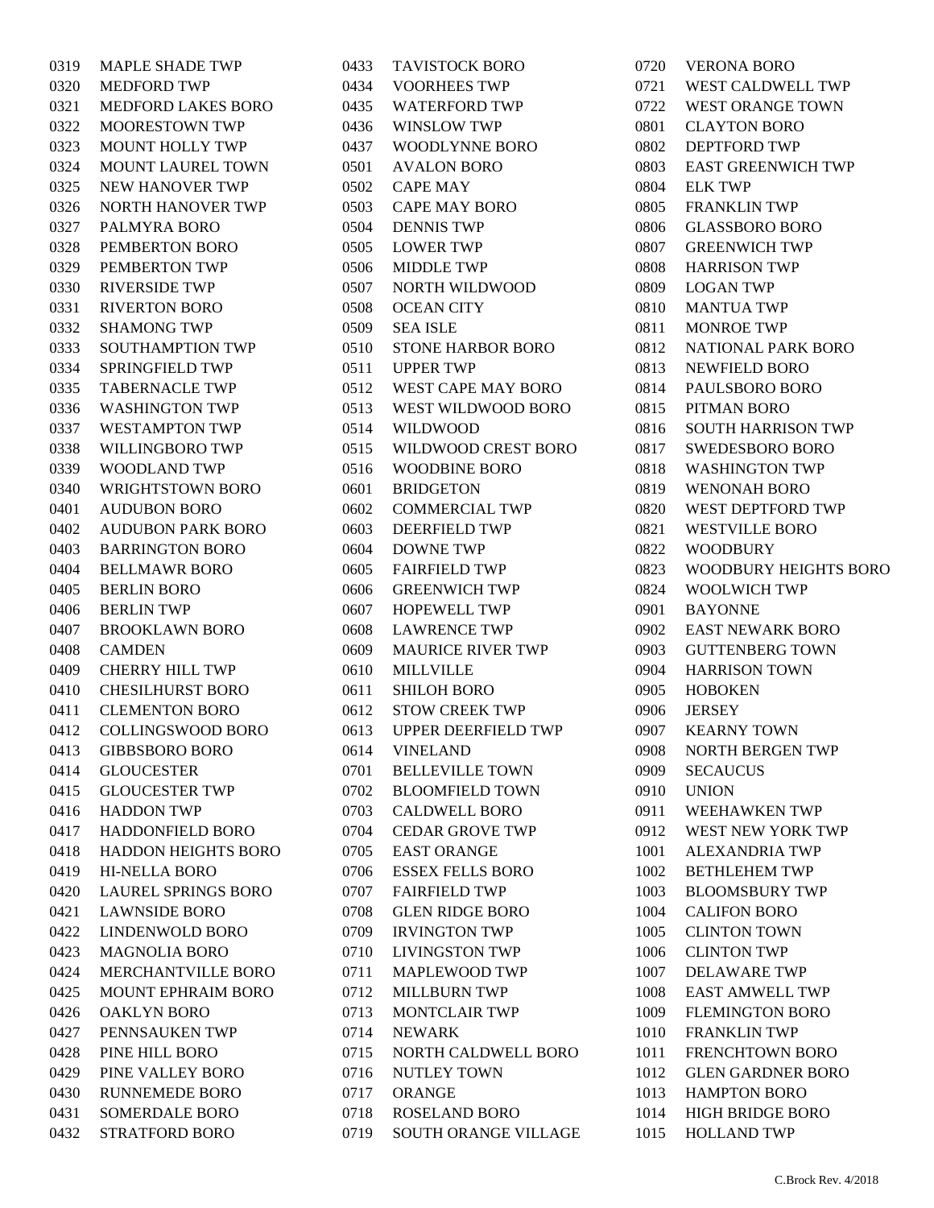| Code | Municipality |
|---|---|
| 0319 | MAPLE SHADE TWP |
| 0320 | MEDFORD TWP |
| 0321 | MEDFORD LAKES BORO |
| 0322 | MOORESTOWN TWP |
| 0323 | MOUNT HOLLY TWP |
| 0324 | MOUNT LAUREL TOWN |
| 0325 | NEW HANOVER TWP |
| 0326 | NORTH HANOVER TWP |
| 0327 | PALMYRA BORO |
| 0328 | PEMBERTON BORO |
| 0329 | PEMBERTON TWP |
| 0330 | RIVERSIDE TWP |
| 0331 | RIVERTON BORO |
| 0332 | SHAMONG TWP |
| 0333 | SOUTHAMPTION TWP |
| 0334 | SPRINGFIELD TWP |
| 0335 | TABERNACLE TWP |
| 0336 | WASHINGTON TWP |
| 0337 | WESTAMPTON TWP |
| 0338 | WILLINGBORO TWP |
| 0339 | WOODLAND TWP |
| 0340 | WRIGHTSTOWN BORO |
| 0401 | AUDUBON BORO |
| 0402 | AUDUBON PARK BORO |
| 0403 | BARRINGTON BORO |
| 0404 | BELLMAWR BORO |
| 0405 | BERLIN BORO |
| 0406 | BERLIN TWP |
| 0407 | BROOKLAWN BORO |
| 0408 | CAMDEN |
| 0409 | CHERRY HILL TWP |
| 0410 | CHESILHURST BORO |
| 0411 | CLEMENTON BORO |
| 0412 | COLLINGSWOOD BORO |
| 0413 | GIBBSBORO BORO |
| 0414 | GLOUCESTER |
| 0415 | GLOUCESTER TWP |
| 0416 | HADDON TWP |
| 0417 | HADDONFIELD BORO |
| 0418 | HADDON HEIGHTS BORO |
| 0419 | HI-NELLA BORO |
| 0420 | LAUREL SPRINGS BORO |
| 0421 | LAWNSIDE BORO |
| 0422 | LINDENWOLD BORO |
| 0423 | MAGNOLIA BORO |
| 0424 | MERCHANTVILLE BORO |
| 0425 | MOUNT EPHRAIM BORO |
| 0426 | OAKLYN BORO |
| 0427 | PENNSAUKEN TWP |
| 0428 | PINE HILL BORO |
| 0429 | PINE VALLEY BORO |
| 0430 | RUNNEMEDE BORO |
| 0431 | SOMERDALE BORO |
| 0432 | STRATFORD BORO |
| 0433 | TAVISTOCK BORO |
| 0434 | VOORHEES TWP |
| 0435 | WATERFORD TWP |
| 0436 | WINSLOW TWP |
| 0437 | WOODLYNNE BORO |
| 0501 | AVALON BORO |
| 0502 | CAPE MAY |
| 0503 | CAPE MAY BORO |
| 0504 | DENNIS TWP |
| 0505 | LOWER TWP |
| 0506 | MIDDLE TWP |
| 0507 | NORTH WILDWOOD |
| 0508 | OCEAN CITY |
| 0509 | SEA ISLE |
| 0510 | STONE HARBOR BORO |
| 0511 | UPPER TWP |
| 0512 | WEST CAPE MAY BORO |
| 0513 | WEST WILDWOOD BORO |
| 0514 | WILDWOOD |
| 0515 | WILDWOOD CREST BORO |
| 0516 | WOODBINE BORO |
| 0601 | BRIDGETON |
| 0602 | COMMERCIAL TWP |
| 0603 | DEERFIELD TWP |
| 0604 | DOWNE TWP |
| 0605 | FAIRFIELD TWP |
| 0606 | GREENWICH TWP |
| 0607 | HOPEWELL TWP |
| 0608 | LAWRENCE TWP |
| 0609 | MAURICE RIVER TWP |
| 0610 | MILLVILLE |
| 0611 | SHILOH BORO |
| 0612 | STOW CREEK TWP |
| 0613 | UPPER DEERFIELD TWP |
| 0614 | VINELAND |
| 0701 | BELLEVILLE TOWN |
| 0702 | BLOOMFIELD TOWN |
| 0703 | CALDWELL BORO |
| 0704 | CEDAR GROVE TWP |
| 0705 | EAST ORANGE |
| 0706 | ESSEX FELLS BORO |
| 0707 | FAIRFIELD TWP |
| 0708 | GLEN RIDGE BORO |
| 0709 | IRVINGTON TWP |
| 0710 | LIVINGSTON TWP |
| 0711 | MAPLEWOOD TWP |
| 0712 | MILLBURN TWP |
| 0713 | MONTCLAIR TWP |
| 0714 | NEWARK |
| 0715 | NORTH CALDWELL BORO |
| 0716 | NUTLEY TOWN |
| 0717 | ORANGE |
| 0718 | ROSELAND BORO |
| 0719 | SOUTH ORANGE VILLAGE |
| 0720 | VERONA BORO |
| 0721 | WEST CALDWELL TWP |
| 0722 | WEST ORANGE TOWN |
| 0801 | CLAYTON BORO |
| 0802 | DEPTFORD TWP |
| 0803 | EAST GREENWICH TWP |
| 0804 | ELK TWP |
| 0805 | FRANKLIN TWP |
| 0806 | GLASSBORO BORO |
| 0807 | GREENWICH TWP |
| 0808 | HARRISON TWP |
| 0809 | LOGAN TWP |
| 0810 | MANTUA TWP |
| 0811 | MONROE TWP |
| 0812 | NATIONAL PARK BORO |
| 0813 | NEWFIELD BORO |
| 0814 | PAULSBORO BORO |
| 0815 | PITMAN BORO |
| 0816 | SOUTH HARRISON TWP |
| 0817 | SWEDESBORO BORO |
| 0818 | WASHINGTON TWP |
| 0819 | WENONAH BORO |
| 0820 | WEST DEPTFORD TWP |
| 0821 | WESTVILLE BORO |
| 0822 | WOODBURY |
| 0823 | WOODBURY HEIGHTS BORO |
| 0824 | WOOLWICH TWP |
| 0901 | BAYONNE |
| 0902 | EAST NEWARK BORO |
| 0903 | GUTTENBERG TOWN |
| 0904 | HARRISON TOWN |
| 0905 | HOBOKEN |
| 0906 | JERSEY |
| 0907 | KEARNY TOWN |
| 0908 | NORTH BERGEN TWP |
| 0909 | SECAUCUS |
| 0910 | UNION |
| 0911 | WEEHAWKEN TWP |
| 0912 | WEST NEW YORK TWP |
| 1001 | ALEXANDRIA TWP |
| 1002 | BETHLEHEM TWP |
| 1003 | BLOOMSBURY TWP |
| 1004 | CALIFON BORO |
| 1005 | CLINTON TOWN |
| 1006 | CLINTON TWP |
| 1007 | DELAWARE TWP |
| 1008 | EAST AMWELL TWP |
| 1009 | FLEMINGTON BORO |
| 1010 | FRANKLIN TWP |
| 1011 | FRENCHTOWN BORO |
| 1012 | GLEN GARDNER BORO |
| 1013 | HAMPTON BORO |
| 1014 | HIGH BRIDGE BORO |
| 1015 | HOLLAND TWP |

C.Brock Rev. 4/2018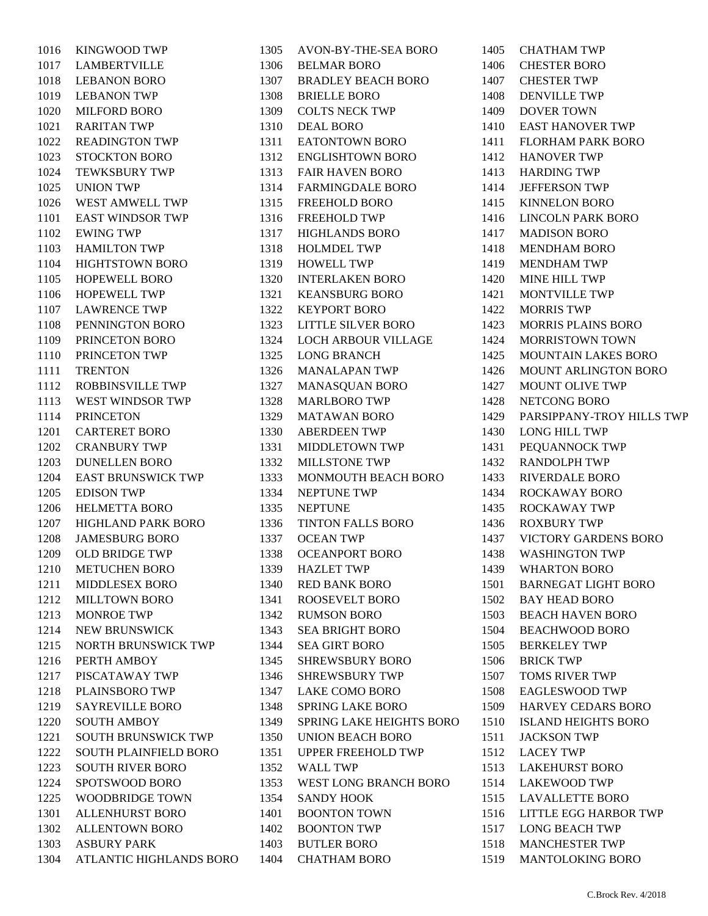| Code | Municipality |
|---|---|
| 1016 | KINGWOOD TWP |
| 1017 | LAMBERTVILLE |
| 1018 | LEBANON BORO |
| 1019 | LEBANON TWP |
| 1020 | MILFORD BORO |
| 1021 | RARITAN TWP |
| 1022 | READINGTON TWP |
| 1023 | STOCKTON BORO |
| 1024 | TEWKSBURY TWP |
| 1025 | UNION TWP |
| 1026 | WEST AMWELL TWP |
| 1101 | EAST WINDSOR TWP |
| 1102 | EWING TWP |
| 1103 | HAMILTON TWP |
| 1104 | HIGHTSTOWN BORO |
| 1105 | HOPEWELL BORO |
| 1106 | HOPEWELL TWP |
| 1107 | LAWRENCE TWP |
| 1108 | PENNINGTON BORO |
| 1109 | PRINCETON BORO |
| 1110 | PRINCETON TWP |
| 1111 | TRENTON |
| 1112 | ROBBINSVILLE TWP |
| 1113 | WEST WINDSOR TWP |
| 1114 | PRINCETON |
| 1201 | CARTERET BORO |
| 1202 | CRANBURY TWP |
| 1203 | DUNELLEN BORO |
| 1204 | EAST BRUNSWICK TWP |
| 1205 | EDISON TWP |
| 1206 | HELMETTA BORO |
| 1207 | HIGHLAND PARK BORO |
| 1208 | JAMESBURG BORO |
| 1209 | OLD BRIDGE TWP |
| 1210 | METUCHEN BORO |
| 1211 | MIDDLESEX BORO |
| 1212 | MILLTOWN BORO |
| 1213 | MONROE TWP |
| 1214 | NEW BRUNSWICK |
| 1215 | NORTH BRUNSWICK TWP |
| 1216 | PERTH AMBOY |
| 1217 | PISCATAWAY TWP |
| 1218 | PLAINSBORO TWP |
| 1219 | SAYREVILLE BORO |
| 1220 | SOUTH AMBOY |
| 1221 | SOUTH BRUNSWICK TWP |
| 1222 | SOUTH PLAINFIELD BORO |
| 1223 | SOUTH RIVER BORO |
| 1224 | SPOTSWOOD BORO |
| 1225 | WOODBRIDGE TOWN |
| 1301 | ALLENHURST BORO |
| 1302 | ALLENTOWN BORO |
| 1303 | ASBURY PARK |
| 1304 | ATLANTIC HIGHLANDS BORO |
| 1305 | AVON-BY-THE-SEA BORO |
| 1306 | BELMAR BORO |
| 1307 | BRADLEY BEACH BORO |
| 1308 | BRIELLE BORO |
| 1309 | COLTS NECK TWP |
| 1310 | DEAL BORO |
| 1311 | EATONTOWN BORO |
| 1312 | ENGLISHTOWN BORO |
| 1313 | FAIR HAVEN BORO |
| 1314 | FARMINGDALE BORO |
| 1315 | FREEHOLD BORO |
| 1316 | FREEHOLD TWP |
| 1317 | HIGHLANDS BORO |
| 1318 | HOLMDEL TWP |
| 1319 | HOWELL TWP |
| 1320 | INTERLAKEN BORO |
| 1321 | KEANSBURG BORO |
| 1322 | KEYPORT BORO |
| 1323 | LITTLE SILVER BORO |
| 1324 | LOCH ARBOUR VILLAGE |
| 1325 | LONG BRANCH |
| 1326 | MANALAPAN TWP |
| 1327 | MANASQUAN BORO |
| 1328 | MARLBORO TWP |
| 1329 | MATAWAN BORO |
| 1330 | ABERDEEN TWP |
| 1331 | MIDDLETOWN TWP |
| 1332 | MILLSTONE TWP |
| 1333 | MONMOUTH BEACH BORO |
| 1334 | NEPTUNE TWP |
| 1335 | NEPTUNE |
| 1336 | TINTON FALLS BORO |
| 1337 | OCEAN TWP |
| 1338 | OCEANPORT BORO |
| 1339 | HAZLET TWP |
| 1340 | RED BANK BORO |
| 1341 | ROOSEVELT BORO |
| 1342 | RUMSON BORO |
| 1343 | SEA BRIGHT BORO |
| 1344 | SEA GIRT BORO |
| 1345 | SHREWSBURY BORO |
| 1346 | SHREWSBURY TWP |
| 1347 | LAKE COMO BORO |
| 1348 | SPRING LAKE BORO |
| 1349 | SPRING LAKE HEIGHTS BORO |
| 1350 | UNION BEACH BORO |
| 1351 | UPPER FREEHOLD TWP |
| 1352 | WALL TWP |
| 1353 | WEST LONG BRANCH BORO |
| 1354 | SANDY HOOK |
| 1401 | BOONTON TOWN |
| 1402 | BOONTON TWP |
| 1403 | BUTLER BORO |
| 1404 | CHATHAM BORO |
| 1405 | CHATHAM TWP |
| 1406 | CHESTER BORO |
| 1407 | CHESTER TWP |
| 1408 | DENVILLE TWP |
| 1409 | DOVER TOWN |
| 1410 | EAST HANOVER TWP |
| 1411 | FLORHAM PARK BORO |
| 1412 | HANOVER TWP |
| 1413 | HARDING TWP |
| 1414 | JEFFERSON TWP |
| 1415 | KINNELON BORO |
| 1416 | LINCOLN PARK BORO |
| 1417 | MADISON BORO |
| 1418 | MENDHAM BORO |
| 1419 | MENDHAM TWP |
| 1420 | MINE HILL TWP |
| 1421 | MONTVILLE TWP |
| 1422 | MORRIS TWP |
| 1423 | MORRIS PLAINS BORO |
| 1424 | MORRISTOWN TOWN |
| 1425 | MOUNTAIN LAKES BORO |
| 1426 | MOUNT ARLINGTON BORO |
| 1427 | MOUNT OLIVE TWP |
| 1428 | NETCONG BORO |
| 1429 | PARSIPPANY-TROY HILLS TWP |
| 1430 | LONG HILL TWP |
| 1431 | PEQUANNOCK TWP |
| 1432 | RANDOLPH TWP |
| 1433 | RIVERDALE BORO |
| 1434 | ROCKAWAY BORO |
| 1435 | ROCKAWAY TWP |
| 1436 | ROXBURY TWP |
| 1437 | VICTORY GARDENS BORO |
| 1438 | WASHINGTON TWP |
| 1439 | WHARTON BORO |
| 1501 | BARNEGAT LIGHT BORO |
| 1502 | BAY HEAD BORO |
| 1503 | BEACH HAVEN BORO |
| 1504 | BEACHWOOD BORO |
| 1505 | BERKELEY TWP |
| 1506 | BRICK TWP |
| 1507 | TOMS RIVER TWP |
| 1508 | EAGLESWOOD TWP |
| 1509 | HARVEY CEDARS BORO |
| 1510 | ISLAND HEIGHTS BORO |
| 1511 | JACKSON TWP |
| 1512 | LACEY TWP |
| 1513 | LAKEHURST BORO |
| 1514 | LAKEWOOD TWP |
| 1515 | LAVALLETTE BORO |
| 1516 | LITTLE EGG HARBOR TWP |
| 1517 | LONG BEACH TWP |
| 1518 | MANCHESTER TWP |
| 1519 | MANTOLOKING BORO |

C.Brock Rev. 4/2018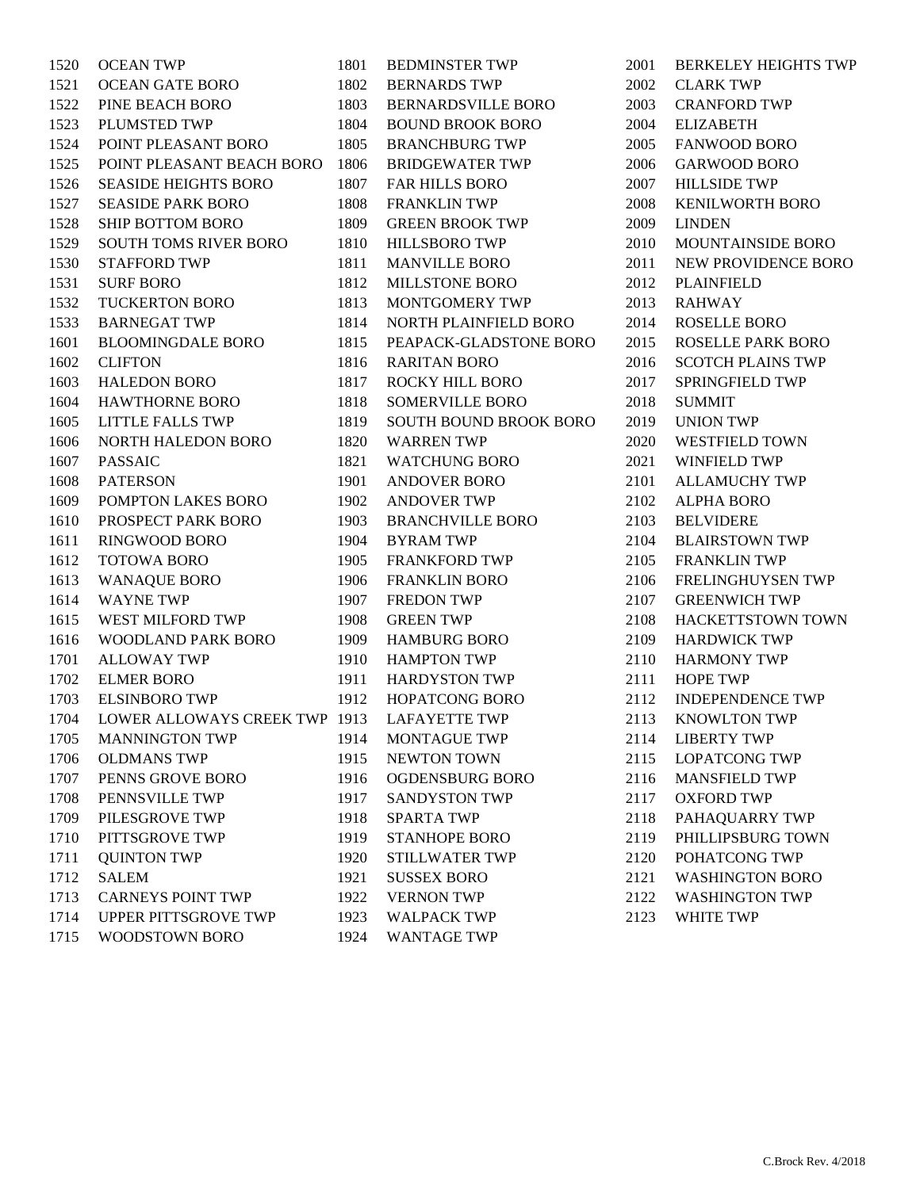| Code | Municipality |
|---|---|
| 1520 | OCEAN TWP |
| 1521 | OCEAN GATE BORO |
| 1522 | PINE BEACH BORO |
| 1523 | PLUMSTED TWP |
| 1524 | POINT PLEASANT BORO |
| 1525 | POINT PLEASANT BEACH BORO |
| 1526 | SEASIDE HEIGHTS BORO |
| 1527 | SEASIDE PARK BORO |
| 1528 | SHIP BOTTOM BORO |
| 1529 | SOUTH TOMS RIVER BORO |
| 1530 | STAFFORD TWP |
| 1531 | SURF BORO |
| 1532 | TUCKERTON BORO |
| 1533 | BARNEGAT TWP |
| 1601 | BLOOMINGDALE BORO |
| 1602 | CLIFTON |
| 1603 | HALEDON BORO |
| 1604 | HAWTHORNE BORO |
| 1605 | LITTLE FALLS TWP |
| 1606 | NORTH HALEDON BORO |
| 1607 | PASSAIC |
| 1608 | PATERSON |
| 1609 | POMPTON LAKES BORO |
| 1610 | PROSPECT PARK BORO |
| 1611 | RINGWOOD BORO |
| 1612 | TOTOWA BORO |
| 1613 | WANAQUE BORO |
| 1614 | WAYNE TWP |
| 1615 | WEST MILFORD TWP |
| 1616 | WOODLAND PARK BORO |
| 1701 | ALLOWAY TWP |
| 1702 | ELMER BORO |
| 1703 | ELSINBORO TWP |
| 1704 | LOWER ALLOWAYS CREEK TWP |
| 1705 | MANNINGTON TWP |
| 1706 | OLDMANS TWP |
| 1707 | PENNS GROVE BORO |
| 1708 | PENNSVILLE TWP |
| 1709 | PILESGROVE TWP |
| 1710 | PITTSGROVE TWP |
| 1711 | QUINTON TWP |
| 1712 | SALEM |
| 1713 | CARNEYS POINT TWP |
| 1714 | UPPER PITTSGROVE TWP |
| 1715 | WOODSTOWN BORO |
| 1801 | BEDMINSTER TWP |
| 1802 | BERNARDS TWP |
| 1803 | BERNARDSVILLE BORO |
| 1804 | BOUND BROOK BORO |
| 1805 | BRANCHBURG TWP |
| 1806 | BRIDGEWATER TWP |
| 1807 | FAR HILLS BORO |
| 1808 | FRANKLIN TWP |
| 1809 | GREEN BROOK TWP |
| 1810 | HILLSBORO TWP |
| 1811 | MANVILLE BORO |
| 1812 | MILLSTONE BORO |
| 1813 | MONTGOMERY TWP |
| 1814 | NORTH PLAINFIELD BORO |
| 1815 | PEAPACK-GLADSTONE BORO |
| 1816 | RARITAN BORO |
| 1817 | ROCKY HILL BORO |
| 1818 | SOMERVILLE BORO |
| 1819 | SOUTH BOUND BROOK BORO |
| 1820 | WARREN TWP |
| 1821 | WATCHUNG BORO |
| 1901 | ANDOVER BORO |
| 1902 | ANDOVER TWP |
| 1903 | BRANCHVILLE BORO |
| 1904 | BYRAM TWP |
| 1905 | FRANKFORD TWP |
| 1906 | FRANKLIN BORO |
| 1907 | FREDON TWP |
| 1908 | GREEN TWP |
| 1909 | HAMBURG BORO |
| 1910 | HAMPTON TWP |
| 1911 | HARDYSTON TWP |
| 1912 | HOPATCONG BORO |
| 1913 | LAFAYETTE TWP |
| 1914 | MONTAGUE TWP |
| 1915 | NEWTON TOWN |
| 1916 | OGDENSBURG BORO |
| 1917 | SANDYSTON TWP |
| 1918 | SPARTA TWP |
| 1919 | STANHOPE BORO |
| 1920 | STILLWATER TWP |
| 1921 | SUSSEX BORO |
| 1922 | VERNON TWP |
| 1923 | WALPACK TWP |
| 1924 | WANTAGE TWP |
| 2001 | BERKELEY HEIGHTS TWP |
| 2002 | CLARK TWP |
| 2003 | CRANFORD TWP |
| 2004 | ELIZABETH |
| 2005 | FANWOOD BORO |
| 2006 | GARWOOD BORO |
| 2007 | HILLSIDE TWP |
| 2008 | KENILWORTH BORO |
| 2009 | LINDEN |
| 2010 | MOUNTAINSIDE BORO |
| 2011 | NEW PROVIDENCE BORO |
| 2012 | PLAINFIELD |
| 2013 | RAHWAY |
| 2014 | ROSELLE BORO |
| 2015 | ROSELLE PARK BORO |
| 2016 | SCOTCH PLAINS TWP |
| 2017 | SPRINGFIELD TWP |
| 2018 | SUMMIT |
| 2019 | UNION TWP |
| 2020 | WESTFIELD TOWN |
| 2021 | WINFIELD TWP |
| 2101 | ALLAMUCHY TWP |
| 2102 | ALPHA BORO |
| 2103 | BELVIDERE |
| 2104 | BLAIRSTOWN TWP |
| 2105 | FRANKLIN TWP |
| 2106 | FRELINGHUYSEN TWP |
| 2107 | GREENWICH TWP |
| 2108 | HACKETTSTOWN TOWN |
| 2109 | HARDWICK TWP |
| 2110 | HARMONY TWP |
| 2111 | HOPE TWP |
| 2112 | INDEPENDENCE TWP |
| 2113 | KNOWLTON TWP |
| 2114 | LIBERTY TWP |
| 2115 | LOPATCONG TWP |
| 2116 | MANSFIELD TWP |
| 2117 | OXFORD TWP |
| 2118 | PAHAQUARRY TWP |
| 2119 | PHILLIPSBURG TOWN |
| 2120 | POHATCONG TWP |
| 2121 | WASHINGTON BORO |
| 2122 | WASHINGTON TWP |
| 2123 | WHITE TWP |

C.Brock Rev. 4/2018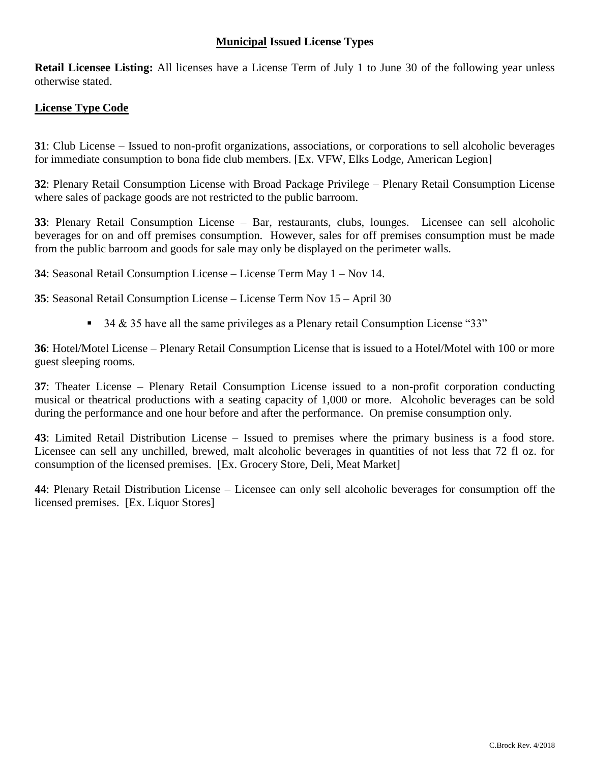## <u>Municipal</u> Issued License Types

**Retail Licensee Listing:** All licenses have a License Term of July 1 to June 30 of the following year unless otherwise stated.

### <u>License Type Code</u>

**31**: Club License – Issued to non-profit organizations, associations, or corporations to sell alcoholic beverages for immediate consumption to bona fide club members. [Ex. VFW, Elks Lodge, American Legion]

**32**: Plenary Retail Consumption License with Broad Package Privilege – Plenary Retail Consumption License where sales of package goods are not restricted to the public barroom.

**33**: Plenary Retail Consumption License – Bar, restaurants, clubs, lounges. Licensee can sell alcoholic beverages for on and off premises consumption. However, sales for off premises consumption must be made from the public barroom and goods for sale may only be displayed on the perimeter walls.

**34**: Seasonal Retail Consumption License – License Term May 1 – Nov 14.

**35**: Seasonal Retail Consumption License – License Term Nov 15 – April 30

- 34 & 35 have all the same privileges as a Plenary retail Consumption License "33"

**36**: Hotel/Motel License – Plenary Retail Consumption License that is issued to a Hotel/Motel with 100 or more guest sleeping rooms.

**37**: Theater License – Plenary Retail Consumption License issued to a non-profit corporation conducting musical or theatrical productions with a seating capacity of 1,000 or more. Alcoholic beverages can be sold during the performance and one hour before and after the performance. On premise consumption only.

**43**: Limited Retail Distribution License – Issued to premises where the primary business is a food store. Licensee can sell any unchilled, brewed, malt alcoholic beverages in quantities of not less that 72 fl oz. for consumption of the licensed premises. [Ex. Grocery Store, Deli, Meat Market]

**44**: Plenary Retail Distribution License – Licensee can only sell alcoholic beverages for consumption off the licensed premises. [Ex. Liquor Stores]

C.Brock Rev. 4/2018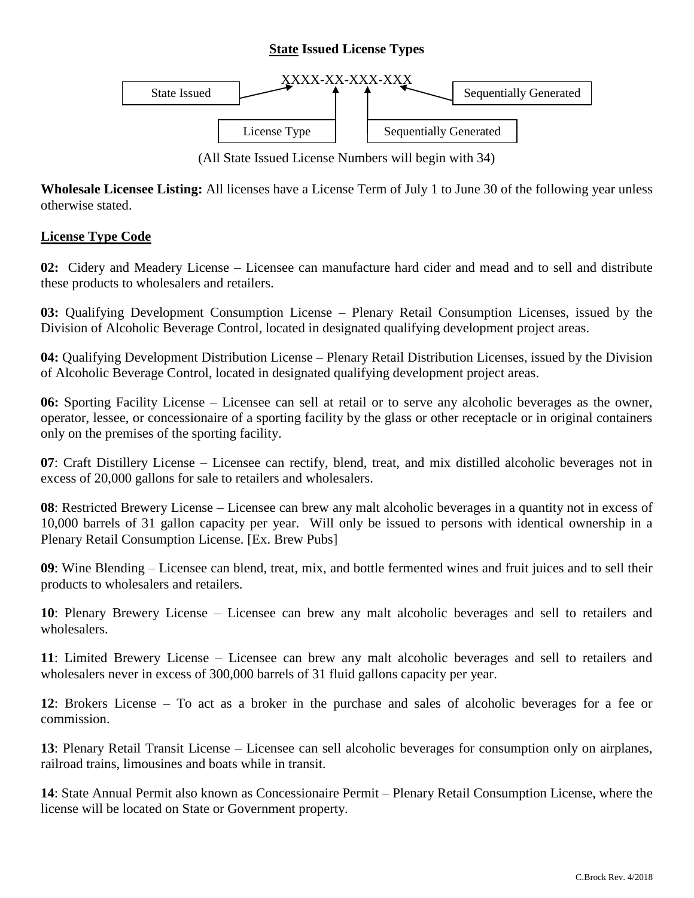## State Issued License Types

XXXX-XX-XXX-XXX

State Issued → XXXX; License Type → XX; Sequentially Generated → XXX; Sequentially Generated → XXX

(All State Issued License Numbers will begin with 34)

**Wholesale Licensee Listing:** All licenses have a License Term of July 1 to June 30 of the following year unless otherwise stated.

**License Type Code**

**02:** Cidery and Meadery License – Licensee can manufacture hard cider and mead and to sell and distribute these products to wholesalers and retailers.

**03:** Qualifying Development Consumption License – Plenary Retail Consumption Licenses, issued by the Division of Alcoholic Beverage Control, located in designated qualifying development project areas.

**04:** Qualifying Development Distribution License – Plenary Retail Distribution Licenses, issued by the Division of Alcoholic Beverage Control, located in designated qualifying development project areas.

**06:** Sporting Facility License – Licensee can sell at retail or to serve any alcoholic beverages as the owner, operator, lessee, or concessionaire of a sporting facility by the glass or other receptacle or in original containers only on the premises of the sporting facility.

**07**: Craft Distillery License – Licensee can rectify, blend, treat, and mix distilled alcoholic beverages not in excess of 20,000 gallons for sale to retailers and wholesalers.

**08**: Restricted Brewery License – Licensee can brew any malt alcoholic beverages in a quantity not in excess of 10,000 barrels of 31 gallon capacity per year. Will only be issued to persons with identical ownership in a Plenary Retail Consumption License. [Ex. Brew Pubs]

**09**: Wine Blending – Licensee can blend, treat, mix, and bottle fermented wines and fruit juices and to sell their products to wholesalers and retailers.

**10**: Plenary Brewery License – Licensee can brew any malt alcoholic beverages and sell to retailers and wholesalers.

**11**: Limited Brewery License – Licensee can brew any malt alcoholic beverages and sell to retailers and wholesalers never in excess of 300,000 barrels of 31 fluid gallons capacity per year.

**12**: Brokers License – To act as a broker in the purchase and sales of alcoholic beverages for a fee or commission.

**13**: Plenary Retail Transit License – Licensee can sell alcoholic beverages for consumption only on airplanes, railroad trains, limousines and boats while in transit.

**14**: State Annual Permit also known as Concessionaire Permit – Plenary Retail Consumption License, where the license will be located on State or Government property.

C.Brock Rev. 4/2018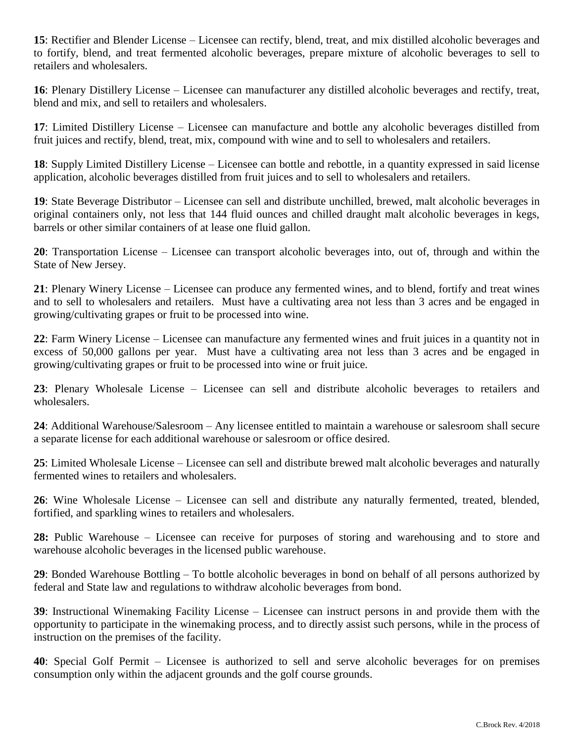**15**: Rectifier and Blender License – Licensee can rectify, blend, treat, and mix distilled alcoholic beverages and to fortify, blend, and treat fermented alcoholic beverages, prepare mixture of alcoholic beverages to sell to retailers and wholesalers.

**16**: Plenary Distillery License – Licensee can manufacturer any distilled alcoholic beverages and rectify, treat, blend and mix, and sell to retailers and wholesalers.

**17**: Limited Distillery License – Licensee can manufacture and bottle any alcoholic beverages distilled from fruit juices and rectify, blend, treat, mix, compound with wine and to sell to wholesalers and retailers.

**18**: Supply Limited Distillery License – Licensee can bottle and rebottle, in a quantity expressed in said license application, alcoholic beverages distilled from fruit juices and to sell to wholesalers and retailers.

**19**: State Beverage Distributor – Licensee can sell and distribute unchilled, brewed, malt alcoholic beverages in original containers only, not less that 144 fluid ounces and chilled draught malt alcoholic beverages in kegs, barrels or other similar containers of at lease one fluid gallon.

**20**: Transportation License – Licensee can transport alcoholic beverages into, out of, through and within the State of New Jersey.

**21**: Plenary Winery License – Licensee can produce any fermented wines, and to blend, fortify and treat wines and to sell to wholesalers and retailers. Must have a cultivating area not less than 3 acres and be engaged in growing/cultivating grapes or fruit to be processed into wine.

**22**: Farm Winery License – Licensee can manufacture any fermented wines and fruit juices in a quantity not in excess of 50,000 gallons per year. Must have a cultivating area not less than 3 acres and be engaged in growing/cultivating grapes or fruit to be processed into wine or fruit juice.

**23**: Plenary Wholesale License – Licensee can sell and distribute alcoholic beverages to retailers and wholesalers.

**24**: Additional Warehouse/Salesroom – Any licensee entitled to maintain a warehouse or salesroom shall secure a separate license for each additional warehouse or salesroom or office desired.

**25**: Limited Wholesale License – Licensee can sell and distribute brewed malt alcoholic beverages and naturally fermented wines to retailers and wholesalers.

**26**: Wine Wholesale License – Licensee can sell and distribute any naturally fermented, treated, blended, fortified, and sparkling wines to retailers and wholesalers.

**28:** Public Warehouse – Licensee can receive for purposes of storing and warehousing and to store and warehouse alcoholic beverages in the licensed public warehouse.

**29**: Bonded Warehouse Bottling – To bottle alcoholic beverages in bond on behalf of all persons authorized by federal and State law and regulations to withdraw alcoholic beverages from bond.

**39**: Instructional Winemaking Facility License – Licensee can instruct persons in and provide them with the opportunity to participate in the winemaking process, and to directly assist such persons, while in the process of instruction on the premises of the facility.

**40**: Special Golf Permit – Licensee is authorized to sell and serve alcoholic beverages for on premises consumption only within the adjacent grounds and the golf course grounds.

C.Brock Rev. 4/2018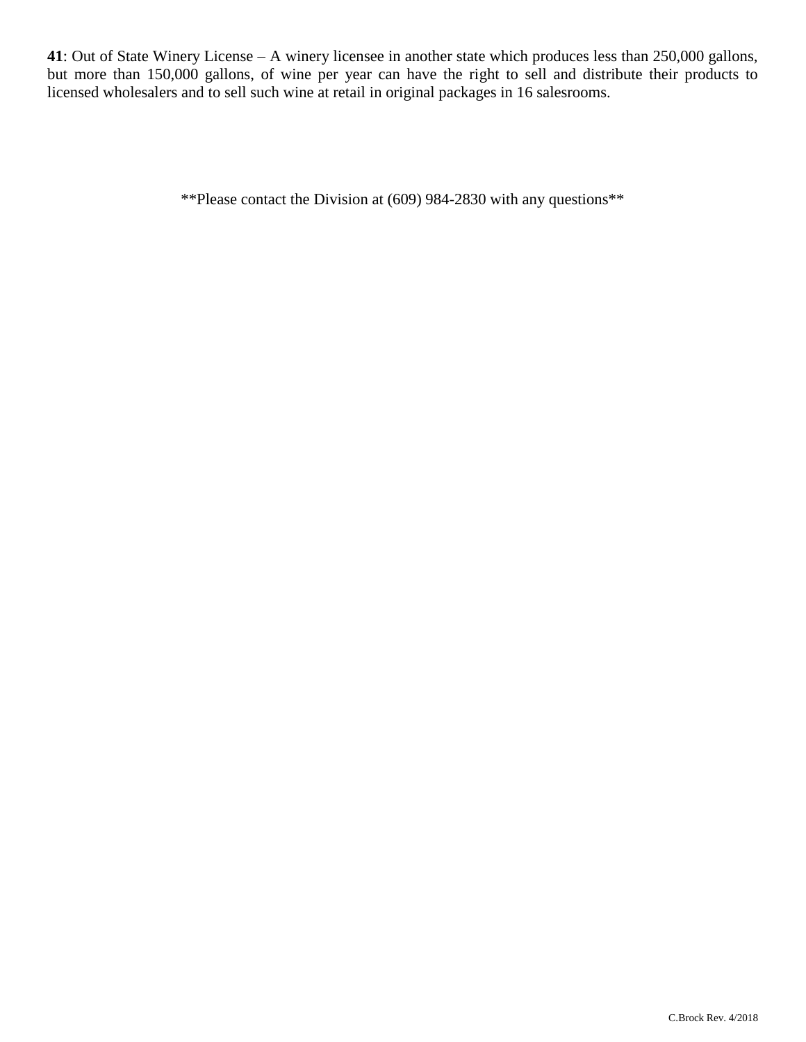**41**: Out of State Winery License – A winery licensee in another state which produces less than 250,000 gallons, but more than 150,000 gallons, of wine per year can have the right to sell and distribute their products to licensed wholesalers and to sell such wine at retail in original packages in 16 salesrooms.

**Please contact the Division at (609) 984-2830 with any questions**

C.Brock Rev. 4/2018